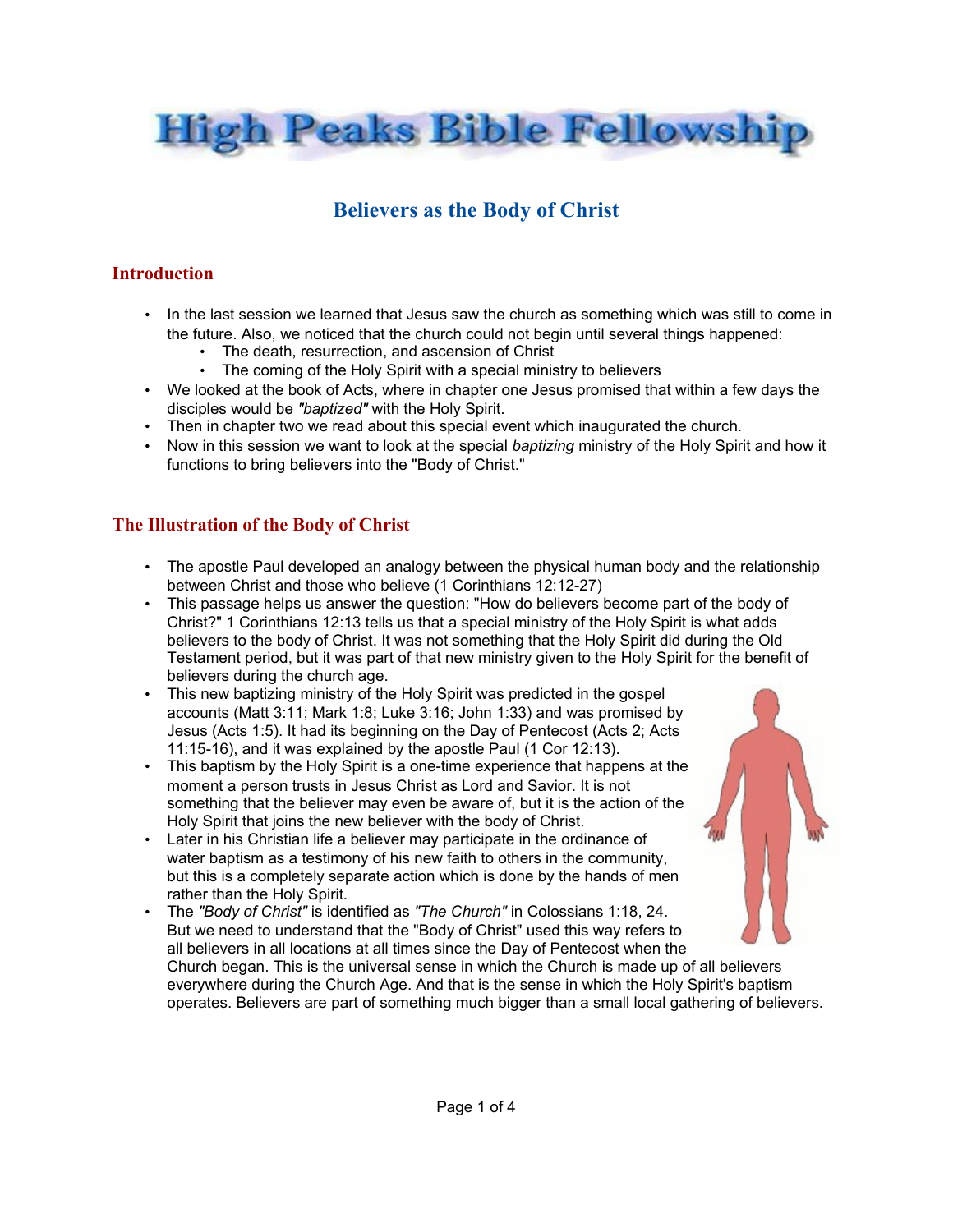# High Peaks Bible Fellowship

## Believers as the Body of Christ

### Introduction

- In the last session we learned that Jesus saw the church as something which was still to come in the future. Also, we noticed that the church could not begin until several things happened:
    - The death, resurrection, and ascension of Christ
    - The coming of the Holy Spirit with a special ministry to believers
- We looked at the book of Acts, where in chapter one Jesus promised that within a few days the disciples would be *"baptized"* with the Holy Spirit.
- Then in chapter two we read about this special event which inaugurated the church.
- Now in this session we want to look at the special *baptizing* ministry of the Holy Spirit and how it functions to bring believers into the "Body of Christ."

### The Illustration of the Body of Christ

- The apostle Paul developed an analogy between the physical human body and the relationship between Christ and those who believe (1 Corinthians 12:12-27)
- This passage helps us answer the question: "How do believers become part of the body of Christ?" 1 Corinthians 12:13 tells us that a special ministry of the Holy Spirit is what adds believers to the body of Christ. It was not something that the Holy Spirit did during the Old Testament period, but it was part of that new ministry given to the Holy Spirit for the benefit of believers during the church age.
- This new baptizing ministry of the Holy Spirit was predicted in the gospel accounts (Matt 3:11; Mark 1:8; Luke 3:16; John 1:33) and was promised by Jesus (Acts 1:5). It had its beginning on the Day of Pentecost (Acts 2; Acts 11:15-16), and it was explained by the apostle Paul (1 Cor 12:13).
- This baptism by the Holy Spirit is a one-time experience that happens at the moment a person trusts in Jesus Christ as Lord and Savior. It is not something that the believer may even be aware of, but it is the action of the Holy Spirit that joins the new believer with the body of Christ.
- Later in his Christian life a believer may participate in the ordinance of water baptism as a testimony of his new faith to others in the community, but this is a completely separate action which is done by the hands of men rather than the Holy Spirit.
- The *"Body of Christ"* is identified as *"The Church"* in Colossians 1:18, 24. But we need to understand that the "Body of Christ" used this way refers to all believers in all locations at all times since the Day of Pentecost when the Church began. This is the universal sense in which the Church is made up of all believers everywhere during the Church Age. And that is the sense in which the Holy Spirit's baptism operates. Believers are part of something much bigger than a small local gathering of believers.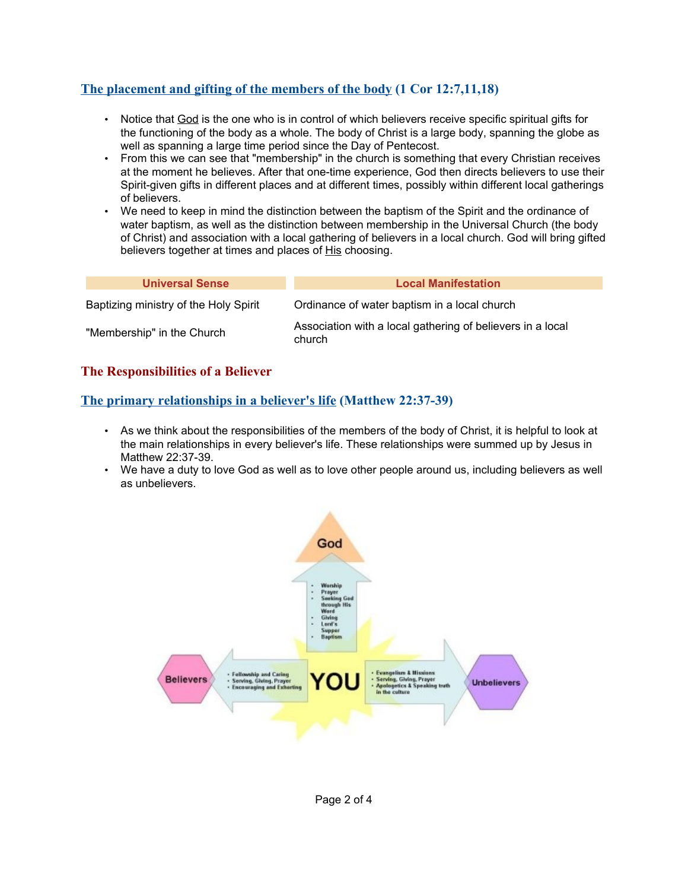## The placement and gifting of the members of the body (1 Cor 12:7,11,18)

- Notice that God is the one who is in control of which believers receive specific spiritual gifts for the functioning of the body as a whole. The body of Christ is a large body, spanning the globe as well as spanning a large time period since the Day of Pentecost.
- From this we can see that "membership" in the church is something that every Christian receives at the moment he believes. After that one-time experience, God then directs believers to use their Spirit-given gifts in different places and at different times, possibly within different local gatherings of believers.
- We need to keep in mind the distinction between the baptism of the Spirit and the ordinance of water baptism, as well as the distinction between membership in the Universal Church (the body of Christ) and association with a local gathering of believers in a local church. God will bring gifted believers together at times and places of His choosing.

| Universal Sense | Local Manifestation |
|---|---|
| Baptizing ministry of the Holy Spirit | Ordinance of water baptism in a local church |
| "Membership" in the Church | Association with a local gathering of believers in a local church |

# The Responsibilities of a Believer

## The primary relationships in a believer's life (Matthew 22:37-39)

- As we think about the responsibilities of the members of the body of Christ, it is helpful to look at the main relationships in every believer's life. These relationships were summed up by Jesus in Matthew 22:37-39.
- We have a duty to love God as well as to love other people around us, including believers as well as unbelievers.

God

- Worship
- Prayer
- Seeking God through His Word
- Giving
- Lord's Supper
- Baptism

Believers

- Fellowship and Caring
- Serving, Giving, Prayer
- Encouraging and Exhorting

YOU

- Evangelism & Missions
- Serving, Giving, Prayer
- Apologetics & Speaking truth in the culture

Unbelievers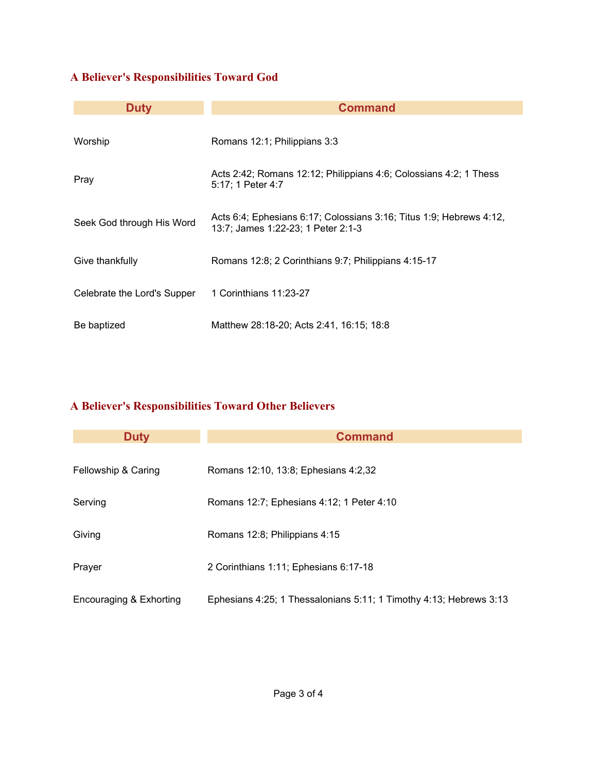### A Believer's Responsibilities Toward God

| Duty | Command |
|---|---|
| Worship | Romans 12:1; Philippians 3:3 |
| Pray | Acts 2:42; Romans 12:12; Philippians 4:6; Colossians 4:2; 1 Thess 5:17; 1 Peter 4:7 |
| Seek God through His Word | Acts 6:4; Ephesians 6:17; Colossians 3:16; Titus 1:9; Hebrews 4:12, 13:7; James 1:22-23; 1 Peter 2:1-3 |
| Give thankfully | Romans 12:8; 2 Corinthians 9:7; Philippians 4:15-17 |
| Celebrate the Lord's Supper | 1 Corinthians 11:23-27 |
| Be baptized | Matthew 28:18-20; Acts 2:41, 16:15; 18:8 |

### A Believer's Responsibilities Toward Other Believers

| Duty | Command |
|---|---|
| Fellowship & Caring | Romans 12:10, 13:8; Ephesians 4:2,32 |
| Serving | Romans 12:7; Ephesians 4:12; 1 Peter 4:10 |
| Giving | Romans 12:8; Philippians 4:15 |
| Prayer | 2 Corinthians 1:11; Ephesians 6:17-18 |
| Encouraging & Exhorting | Ephesians 4:25; 1 Thessalonians 5:11; 1 Timothy 4:13; Hebrews 3:13 |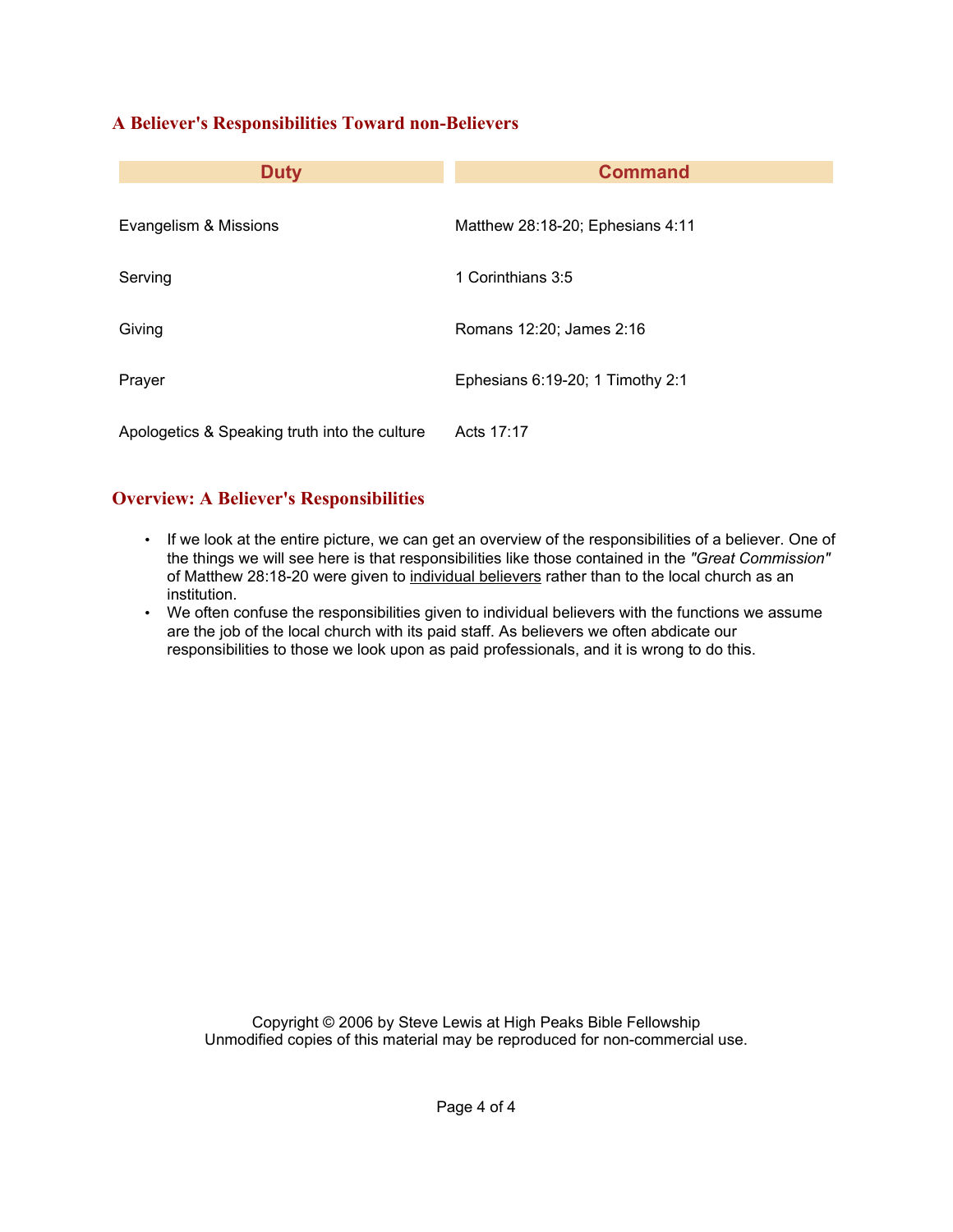## A Believer's Responsibilities Toward non-Believers

| Duty | Command |
|---|---|
| Evangelism & Missions | Matthew 28:18-20; Ephesians 4:11 |
| Serving | 1 Corinthians 3:5 |
| Giving | Romans 12:20; James 2:16 |
| Prayer | Ephesians 6:19-20; 1 Timothy 2:1 |
| Apologetics & Speaking truth into the culture | Acts 17:17 |

## Overview: A Believer's Responsibilities

- If we look at the entire picture, we can get an overview of the responsibilities of a believer. One of the things we will see here is that responsibilities like those contained in the *"Great Commission"* of Matthew 28:18-20 were given to individual believers rather than to the local church as an institution.
- We often confuse the responsibilities given to individual believers with the functions we assume are the job of the local church with its paid staff. As believers we often abdicate our responsibilities to those we look upon as paid professionals, and it is wrong to do this.

Copyright © 2006 by Steve Lewis at High Peaks Bible Fellowship
Unmodified copies of this material may be reproduced for non-commercial use.